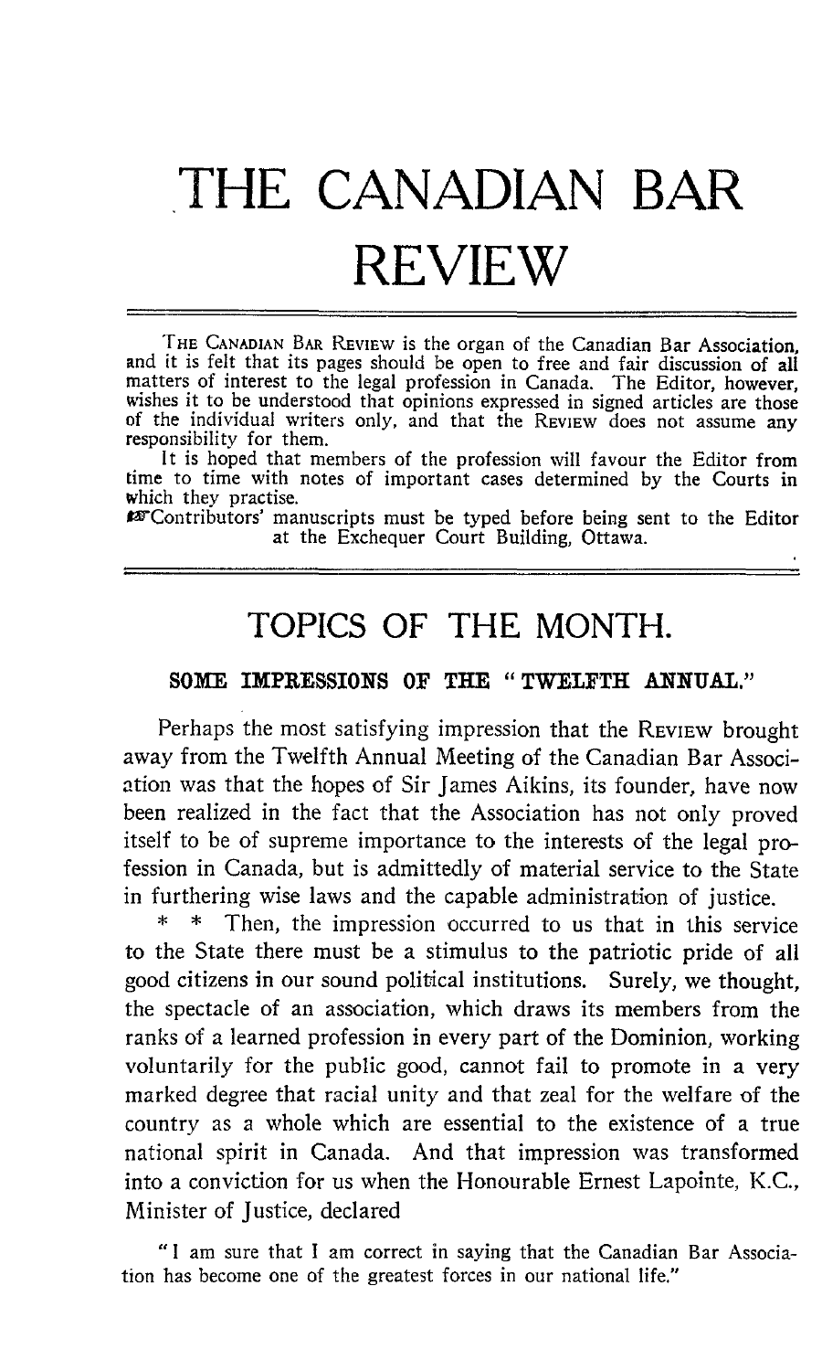# THE CANADIAN BAR REVIEW

THE CANADIAN BAR REVIEW is the organ of the Canadian Bar Association, and it is felt that its pages should be open to free and fair discussion of all matters of interest to the legal profession in Canada. The Editor, however, wishes it to be understood that opinions expressed in signed articles are those of the individual writers only, and that the REVIEW does not assume any responsibility for them.

It is hoped that members of the profession will favour the Editor from time to time with notes of important cases determined by the Courts in which they practise.

☞Contributors' manuscripts must be typed before being sent to the Editor at the Exchequer Court Building, Ottawa.

## TOPICS OF THE MONTH.

### SOME IMPRESSIONS OF THE "TWELFTH ANNUAL."

Perhaps the most satisfying impression that the REVIEW brought away from the Twelfth Annual Meeting of the Canadian Bar Association was that the hopes of Sir James Aikins, its founder, have now been realized in the fact that the Association has not only proved itself to be of supreme importance to the interests of the legal profession in Canada, but is admittedly of material service to the State in furthering wise laws and the capable administration of justice.

* * Then, the impression occurred to us that in this service to the State there must be a stimulus to the patriotic pride of all good citizens in our sound political institutions. Surely, we thought, the spectacle of an association, which draws its members from the ranks of a learned profession in every part of the Dominion, working voluntarily for the public good, cannot fail to promote in a very marked degree that racial unity and that zeal for the welfare of the country as a whole which are essential to the existence of a true national spirit in Canada. And that impression was transformed into a conviction for us when the Honourable Ernest Lapointe, K.C., Minister of Justice, declared

> "I am sure that I am correct in saying that the Canadian Bar Association has become one of the greatest forces in our national life."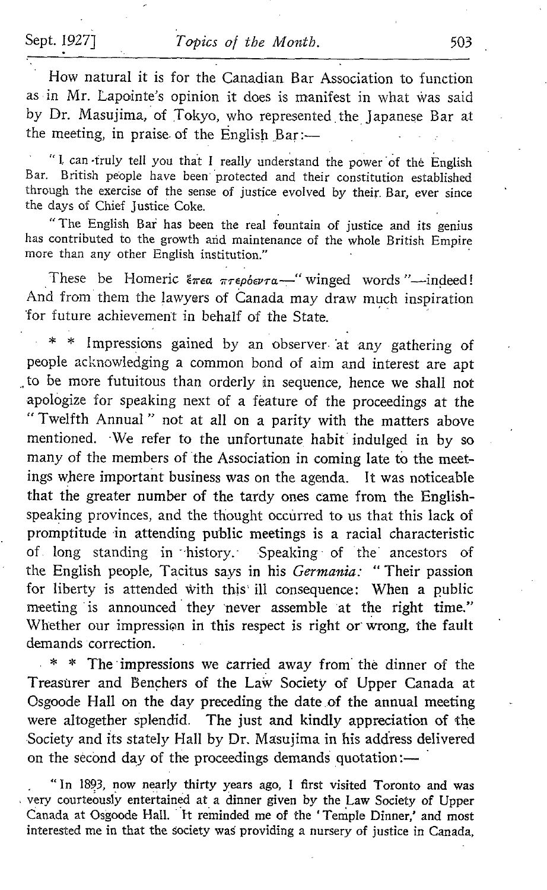How natural it is for the Canadian Bar Association to function as in Mr. Lapointe's opinion it does is manifest in what was said by Dr. Masujima, of Tokyo, who represented the Japanese Bar at the meeting, in praise of the English Bar:—

> "I can truly tell you that I really understand the power of the English Bar. British people have been protected and their constitution established through the exercise of the sense of justice evolved by their Bar, ever since the days of Chief Justice Coke.
>
> "The English Bar has been the real fountain of justice and its genius has contributed to the growth and maintenance of the whole British Empire more than any other English institution."

These be Homeric ἔπεα πτερόεντα—"winged words"—indeed! And from them the lawyers of Canada may draw much inspiration for future achievement in behalf of the State.

\* \* Impressions gained by an observer at any gathering of people acknowledging a common bond of aim and interest are apt to be more futuitous than orderly in sequence, hence we shall not apologize for speaking next of a feature of the proceedings at the "Twelfth Annual" not at all on a parity with the matters above mentioned. We refer to the unfortunate habit indulged in by so many of the members of the Association in coming late to the meetings where important business was on the agenda. It was noticeable that the greater number of the tardy ones came from the English-speaking provinces, and the thought occurred to us that this lack of promptitude in attending public meetings is a racial characteristic of long standing in history. Speaking of the ancestors of the English people, Tacitus says in his *Germania:* "Their passion for liberty is attended with this ill consequence: When a public meeting is announced they never assemble at the right time." Whether our impression in this respect is right or wrong, the fault demands correction.

\* \* The impressions we carried away from the dinner of the Treasurer and Benchers of the Law Society of Upper Canada at Osgoode Hall on the day preceding the date of the annual meeting were altogether splendid. The just and kindly appreciation of the Society and its stately Hall by Dr. Masujima in his address delivered on the second day of the proceedings demands quotation:—

> "In 1893, now nearly thirty years ago, I first visited Toronto and was very courteously entertained at a dinner given by the Law Society of Upper Canada at Osgoode Hall. It reminded me of the 'Temple Dinner,' and most interested me in that the society was providing a nursery of justice in Canada,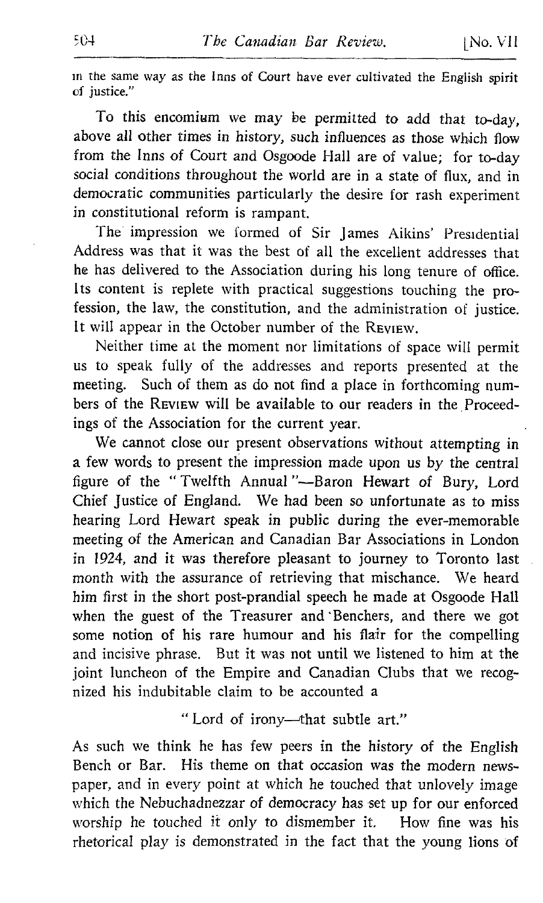in the same way as the Inns of Court have ever cultivated the English spirit of justice."

To this encomium we may be permitted to add that to-day, above all other times in history, such influences as those which flow from the Inns of Court and Osgoode Hall are of value; for to-day social conditions throughout the world are in a state of flux, and in democratic communities particularly the desire for rash experiment in constitutional reform is rampant.

The impression we formed of Sir James Aikins' Presidential Address was that it was the best of all the excellent addresses that he has delivered to the Association during his long tenure of office. Its content is replete with practical suggestions touching the profession, the law, the constitution, and the administration of justice. It will appear in the October number of the REVIEW.

Neither time at the moment nor limitations of space will permit us to speak fully of the addresses and reports presented at the meeting. Such of them as do not find a place in forthcoming numbers of the REVIEW will be available to our readers in the Proceedings of the Association for the current year.

We cannot close our present observations without attempting in a few words to present the impression made upon us by the central figure of the "Twelfth Annual"—Baron Hewart of Bury, Lord Chief Justice of England. We had been so unfortunate as to miss hearing Lord Hewart speak in public during the ever-memorable meeting of the American and Canadian Bar Associations in London in 1924, and it was therefore pleasant to journey to Toronto last month with the assurance of retrieving that mischance. We heard him first in the short post-prandial speech he made at Osgoode Hall when the guest of the Treasurer and Benchers, and there we got some notion of his rare humour and his flair for the compelling and incisive phrase. But it was not until we listened to him at the joint luncheon of the Empire and Canadian Clubs that we recognized his indubitable claim to be accounted a

"Lord of irony—that subtle art."

As such we think he has few peers in the history of the English Bench or Bar. His theme on that occasion was the modern newspaper, and in every point at which he touched that unlovely image which the Nebuchadnezzar of democracy has set up for our enforced worship he touched it only to dismember it. How fine was his rhetorical play is demonstrated in the fact that the young lions of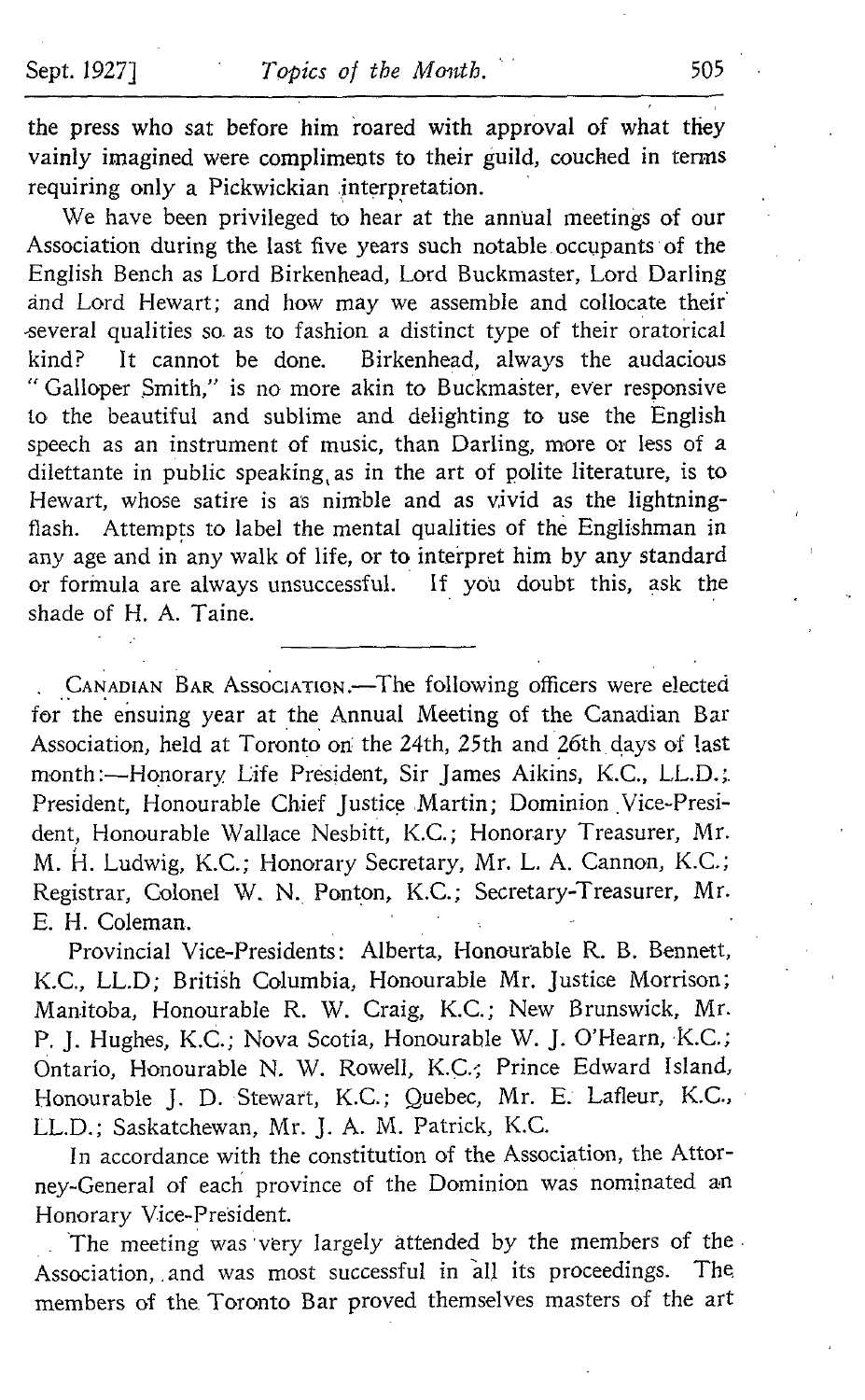the press who sat before him roared with approval of what they vainly imagined were compliments to their guild, couched in terms requiring only a Pickwickian interpretation.

We have been privileged to hear at the annual meetings of our Association during the last five years such notable occupants of the English Bench as Lord Birkenhead, Lord Buckmaster, Lord Darling and Lord Hewart; and how may we assemble and collocate their several qualities so as to fashion a distinct type of their oratorical kind? It cannot be done. Birkenhead, always the audacious "Galloper Smith," is no more akin to Buckmaster, ever responsive to the beautiful and sublime and delighting to use the English speech as an instrument of music, than Darling, more or less of a dilettante in public speaking, as in the art of polite literature, is to Hewart, whose satire is as nimble and as vivid as the lightning-flash. Attempts to label the mental qualities of the Englishman in any age and in any walk of life, or to interpret him by any standard or formula are always unsuccessful. If you doubt this, ask the shade of H. A. Taine.

---

CANADIAN BAR ASSOCIATION.—The following officers were elected for the ensuing year at the Annual Meeting of the Canadian Bar Association, held at Toronto on the 24th, 25th and 26th days of last month:—Honorary Life President, Sir James Aikins, K.C., LL.D.; President, Honourable Chief Justice Martin; Dominion Vice-President, Honourable Wallace Nesbitt, K.C.; Honorary Treasurer, Mr. M. H. Ludwig, K.C.; Honorary Secretary, Mr. L. A. Cannon, K.C.; Registrar, Colonel W. N. Ponton, K.C.; Secretary-Treasurer, Mr. E. H. Coleman.

Provincial Vice-Presidents: Alberta, Honourable R. B. Bennett, K.C., LL.D; British Columbia, Honourable Mr. Justice Morrison; Manitoba, Honourable R. W. Craig, K.C.; New Brunswick, Mr. P. J. Hughes, K.C.; Nova Scotia, Honourable W. J. O'Hearn, K.C.; Ontario, Honourable N. W. Rowell, K.C.; Prince Edward Island, Honourable J. D. Stewart, K.C.; Quebec, Mr. E. Lafleur, K.C., LL.D.; Saskatchewan, Mr. J. A. M. Patrick, K.C.

In accordance with the constitution of the Association, the Attorney-General of each province of the Dominion was nominated an Honorary Vice-President.

The meeting was very largely attended by the members of the Association, and was most successful in all its proceedings. The members of the Toronto Bar proved themselves masters of the art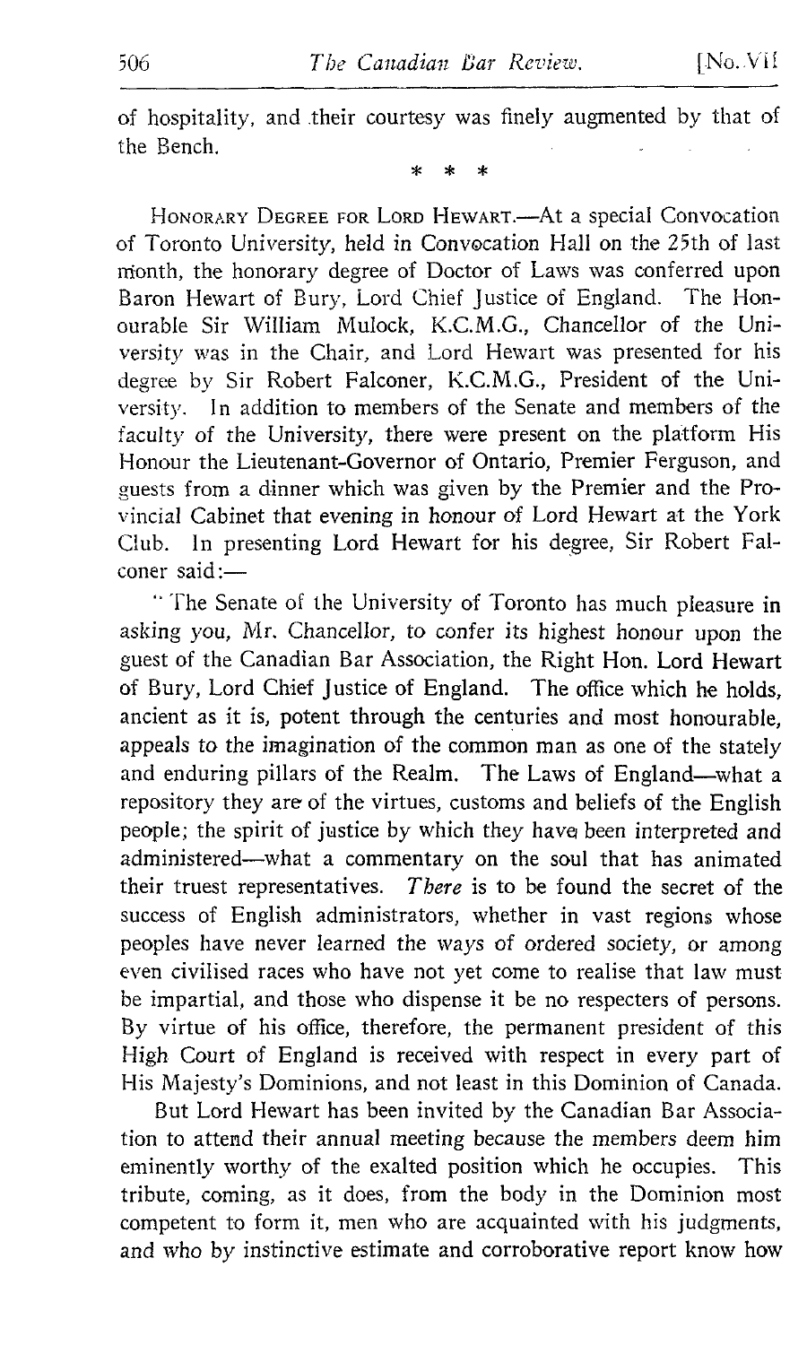of hospitality, and their courtesy was finely augmented by that of the Bench.

\* \* \*

HONORARY DEGREE FOR LORD HEWART.—At a special Convocation of Toronto University, held in Convocation Hall on the 25th of last month, the honorary degree of Doctor of Laws was conferred upon Baron Hewart of Bury, Lord Chief Justice of England. The Honourable Sir William Mulock, K.C.M.G., Chancellor of the University was in the Chair, and Lord Hewart was presented for his degree by Sir Robert Falconer, K.C.M.G., President of the University. In addition to members of the Senate and members of the faculty of the University, there were present on the platform His Honour the Lieutenant-Governor of Ontario, Premier Ferguson, and guests from a dinner which was given by the Premier and the Provincial Cabinet that evening in honour of Lord Hewart at the York Club. In presenting Lord Hewart for his degree, Sir Robert Falconer said:—

"The Senate of the University of Toronto has much pleasure in asking you, Mr. Chancellor, to confer its highest honour upon the guest of the Canadian Bar Association, the Right Hon. Lord Hewart of Bury, Lord Chief Justice of England. The office which he holds, ancient as it is, potent through the centuries and most honourable, appeals to the imagination of the common man as one of the stately and enduring pillars of the Realm. The Laws of England—what a repository they are of the virtues, customs and beliefs of the English people; the spirit of justice by which they have been interpreted and administered—what a commentary on the soul that has animated their truest representatives. *There* is to be found the secret of the success of English administrators, whether in vast regions whose peoples have never learned the ways of ordered society, or among even civilised races who have not yet come to realise that law must be impartial, and those who dispense it be no respecters of persons. By virtue of his office, therefore, the permanent president of this High Court of England is received with respect in every part of His Majesty's Dominions, and not least in this Dominion of Canada.

But Lord Hewart has been invited by the Canadian Bar Association to attend their annual meeting because the members deem him eminently worthy of the exalted position which he occupies. This tribute, coming, as it does, from the body in the Dominion most competent to form it, men who are acquainted with his judgments, and who by instinctive estimate and corroborative report know how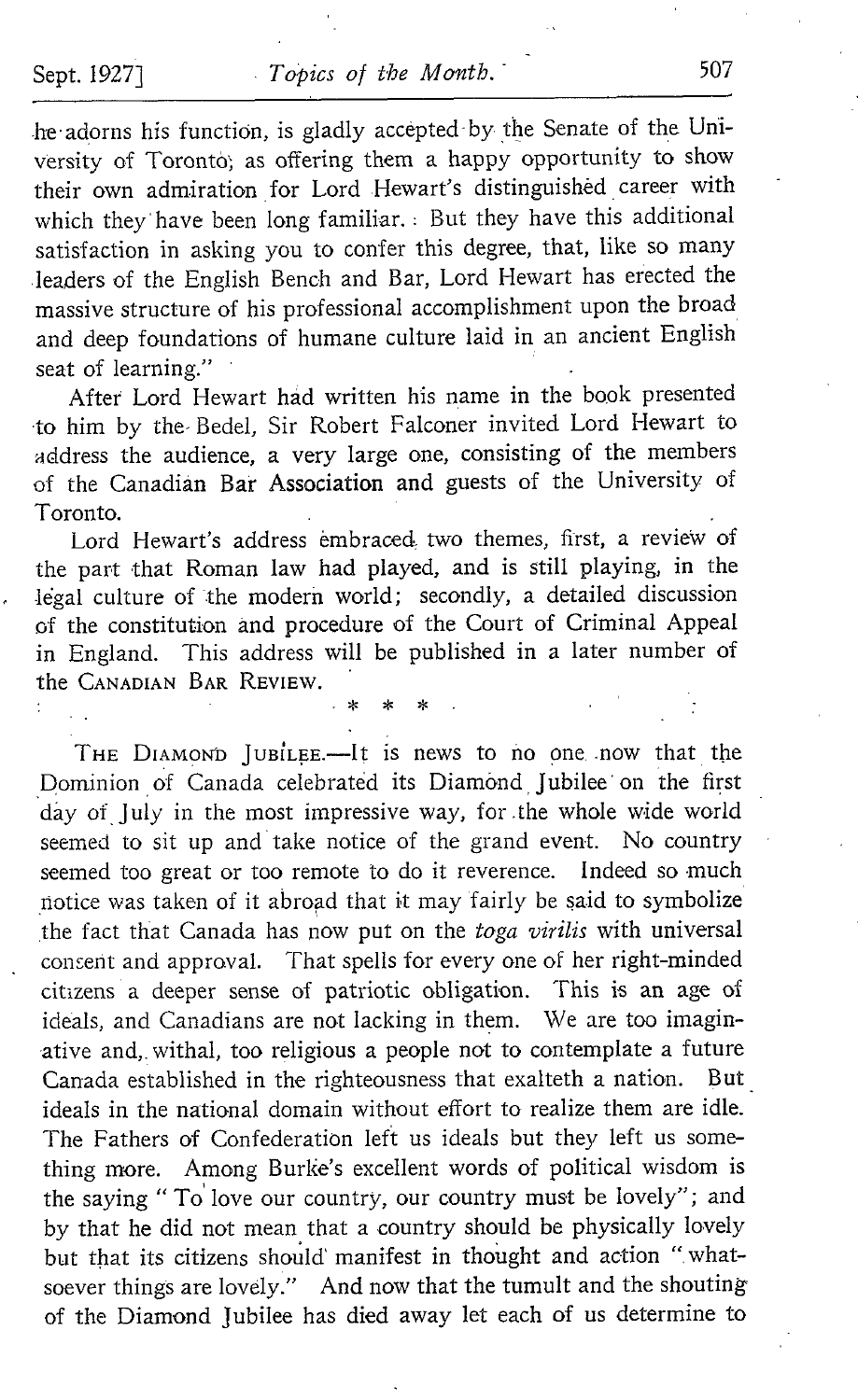he adorns his function, is gladly accepted by the Senate of the University of Toronto, as offering them a happy opportunity to show their own admiration for Lord Hewart's distinguished career with which they have been long familiar. But they have this additional satisfaction in asking you to confer this degree, that, like so many leaders of the English Bench and Bar, Lord Hewart has erected the massive structure of his professional accomplishment upon the broad and deep foundations of humane culture laid in an ancient English seat of learning."

After Lord Hewart had written his name in the book presented to him by the Bedel, Sir Robert Falconer invited Lord Hewart to address the audience, a very large one, consisting of the members of the Canadian Bar Association and guests of the University of Toronto.

Lord Hewart's address embraced two themes, first, a review of the part that Roman law had played, and is still playing, in the legal culture of the modern world; secondly, a detailed discussion of the constitution and procedure of the Court of Criminal Appeal in England. This address will be published in a later number of the CANADIAN BAR REVIEW.

\* \* \*

THE DIAMOND JUBILEE.—It is news to no one now that the Dominion of Canada celebrated its Diamond Jubilee on the first day of July in the most impressive way, for the whole wide world seemed to sit up and take notice of the grand event. No country seemed too great or too remote to do it reverence. Indeed so much notice was taken of it abroad that it may fairly be said to symbolize the fact that Canada has now put on the *toga virilis* with universal consent and approval. That spells for every one of her right-minded citizens a deeper sense of patriotic obligation. This is an age of ideals, and Canadians are not lacking in them. We are too imaginative and, withal, too religious a people not to contemplate a future Canada established in the righteousness that exalteth a nation. But ideals in the national domain without effort to realize them are idle. The Fathers of Confederation left us ideals but they left us something more. Among Burke's excellent words of political wisdom is the saying "To love our country, our country must be lovely"; and by that he did not mean that a country should be physically lovely but that its citizens should manifest in thought and action "whatsoever things are lovely." And now that the tumult and the shouting of the Diamond Jubilee has died away let each of us determine to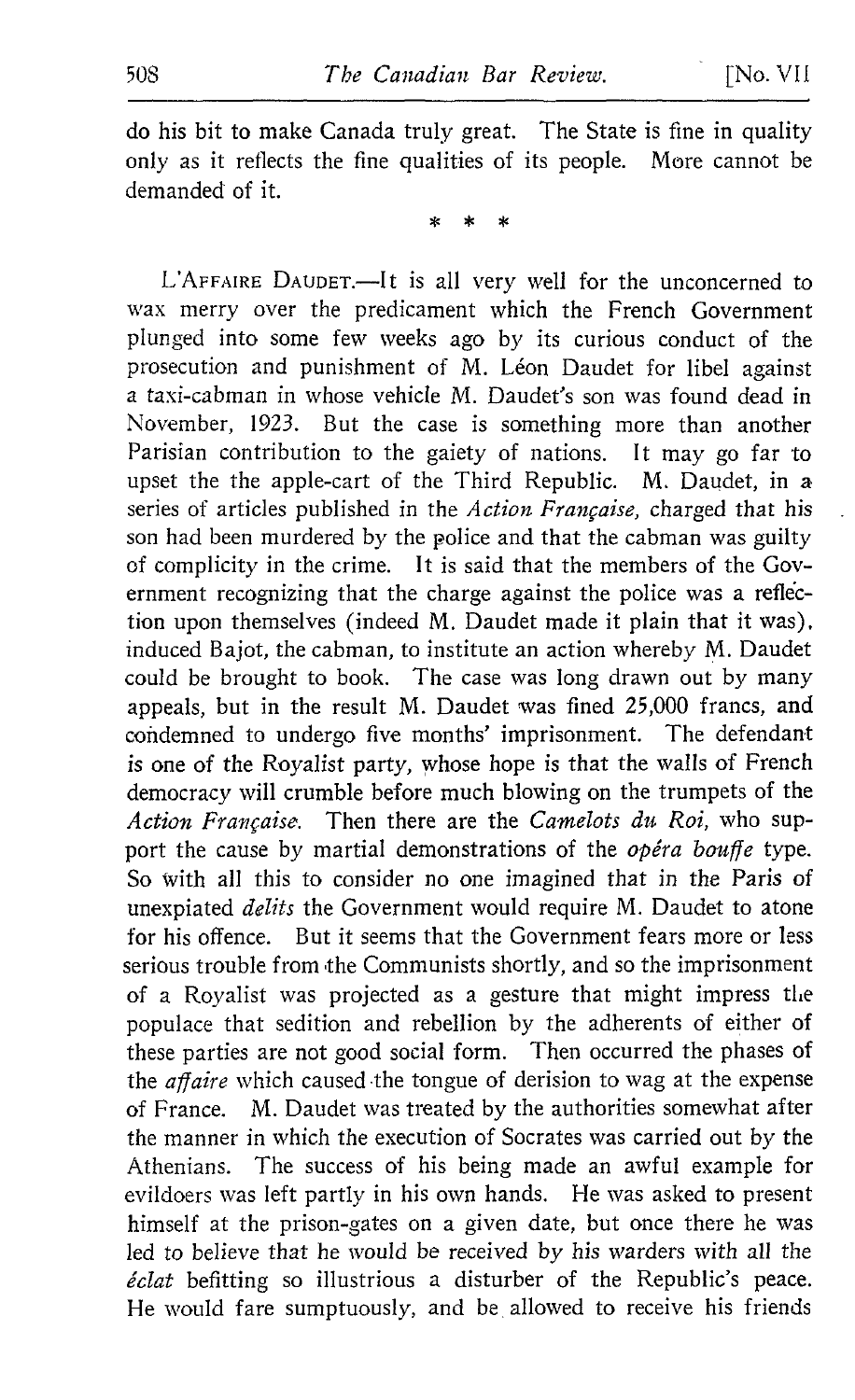do his bit to make Canada truly great. The State is fine in quality only as it reflects the fine qualities of its people. More cannot be demanded of it.

\* \* \*

L'AFFAIRE DAUDET.—It is all very well for the unconcerned to wax merry over the predicament which the French Government plunged into some few weeks ago by its curious conduct of the prosecution and punishment of M. Léon Daudet for libel against a taxi-cabman in whose vehicle M. Daudet's son was found dead in November, 1923. But the case is something more than another Parisian contribution to the gaiety of nations. It may go far to upset the the apple-cart of the Third Republic. M. Daudet, in a series of articles published in the *Action Française,* charged that his son had been murdered by the police and that the cabman was guilty of complicity in the crime. It is said that the members of the Government recognizing that the charge against the police was a reflection upon themselves (indeed M. Daudet made it plain that it was), induced Bajot, the cabman, to institute an action whereby M. Daudet could be brought to book. The case was long drawn out by many appeals, but in the result M. Daudet was fined 25,000 francs, and condemned to undergo five months' imprisonment. The defendant is one of the Royalist party, whose hope is that the walls of French democracy will crumble before much blowing on the trumpets of the *Action Française.* Then there are the *Camelots du Roi,* who support the cause by martial demonstrations of the *opéra bouffe* type. So with all this to consider no one imagined that in the Paris of unexpiated *delits* the Government would require M. Daudet to atone for his offence. But it seems that the Government fears more or less serious trouble from the Communists shortly, and so the imprisonment of a Royalist was projected as a gesture that might impress the populace that sedition and rebellion by the adherents of either of these parties are not good social form. Then occurred the phases of the *affaire* which caused the tongue of derision to wag at the expense of France. M. Daudet was treated by the authorities somewhat after the manner in which the execution of Socrates was carried out by the Athenians. The success of his being made an awful example for evildoers was left partly in his own hands. He was asked to present himself at the prison-gates on a given date, but once there he was led to believe that he would be received by his warders with all the *éclat* befitting so illustrious a disturber of the Republic's peace. He would fare sumptuously, and be allowed to receive his friends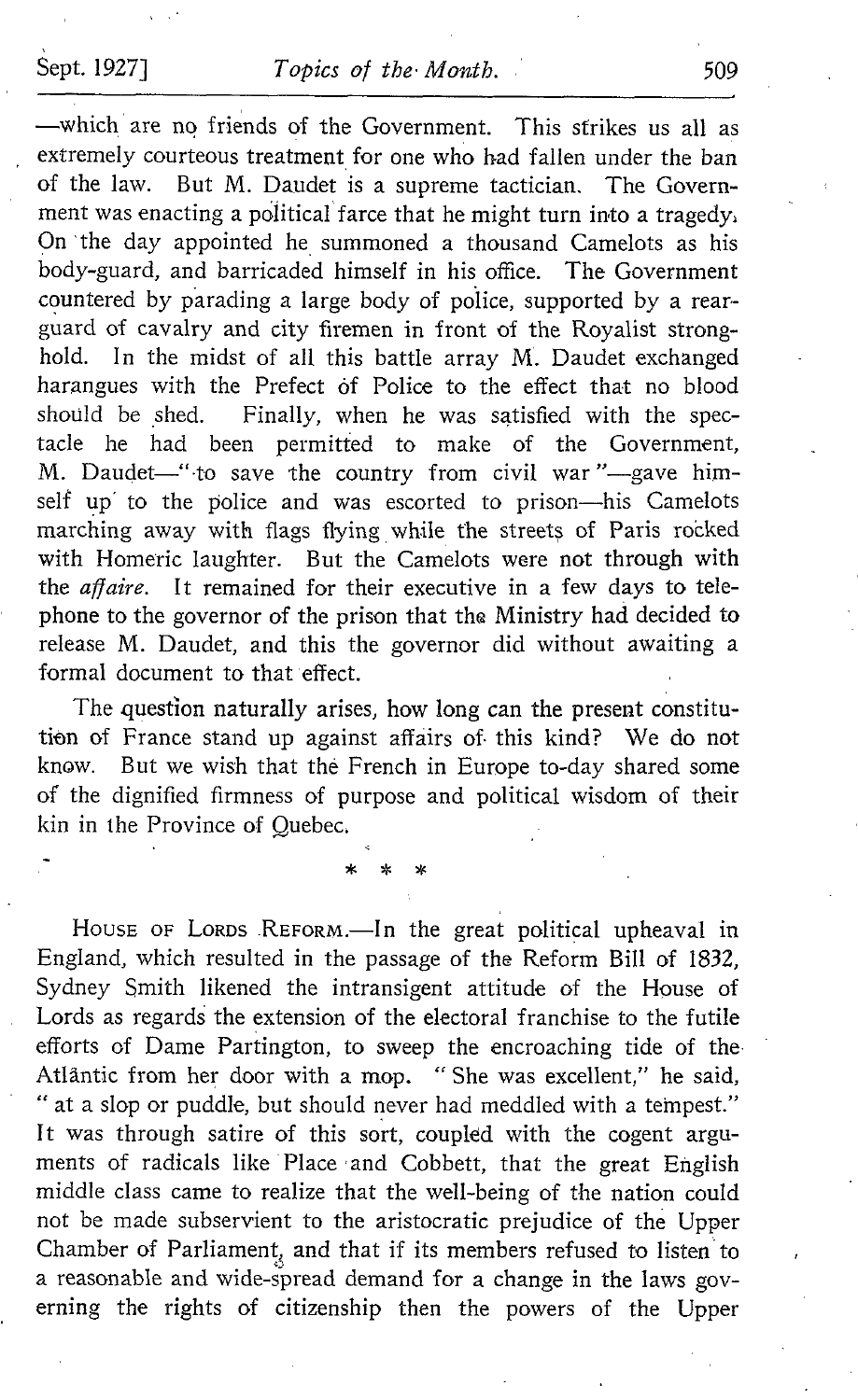—which are no friends of the Government. This strikes us all as extremely courteous treatment for one who had fallen under the ban of the law. But M. Daudet is a supreme tactician. The Government was enacting a political farce that he might turn into a tragedy. On the day appointed he summoned a thousand Camelots as his body-guard, and barricaded himself in his office. The Government countered by parading a large body of police, supported by a rear-guard of cavalry and city firemen in front of the Royalist stronghold. In the midst of all this battle array M. Daudet exchanged harangues with the Prefect of Police to the effect that no blood should be shed. Finally, when he was satisfied with the spectacle he had been permitted to make of the Government, M. Daudet—"to save the country from civil war"—gave himself up to the police and was escorted to prison—his Camelots marching away with flags flying while the streets of Paris rocked with Homeric laughter. But the Camelots were not through with the *affaire*. It remained for their executive in a few days to telephone to the governor of the prison that the Ministry had decided to release M. Daudet, and this the governor did without awaiting a formal document to that effect.

The question naturally arises, how long can the present constitution of France stand up against affairs of this kind? We do not know. But we wish that the French in Europe to-day shared some of the dignified firmness of purpose and political wisdom of their kin in the Province of Quebec.

\* \* \*

House of Lords Reform.—In the great political upheaval in England, which resulted in the passage of the Reform Bill of 1832, Sydney Smith likened the intransigent attitude of the House of Lords as regards the extension of the electoral franchise to the futile efforts of Dame Partington, to sweep the encroaching tide of the Atlântic from her door with a mop. "She was excellent," he said, "at a slop or puddle, but should never had meddled with a tempest." It was through satire of this sort, coupled with the cogent arguments of radicals like Place and Cobbett, that the great English middle class came to realize that the well-being of the nation could not be made subservient to the aristocratic prejudice of the Upper Chamber of Parliament, and that if its members refused to listen to a reasonable and wide-spread demand for a change in the laws governing the rights of citizenship then the powers of the Upper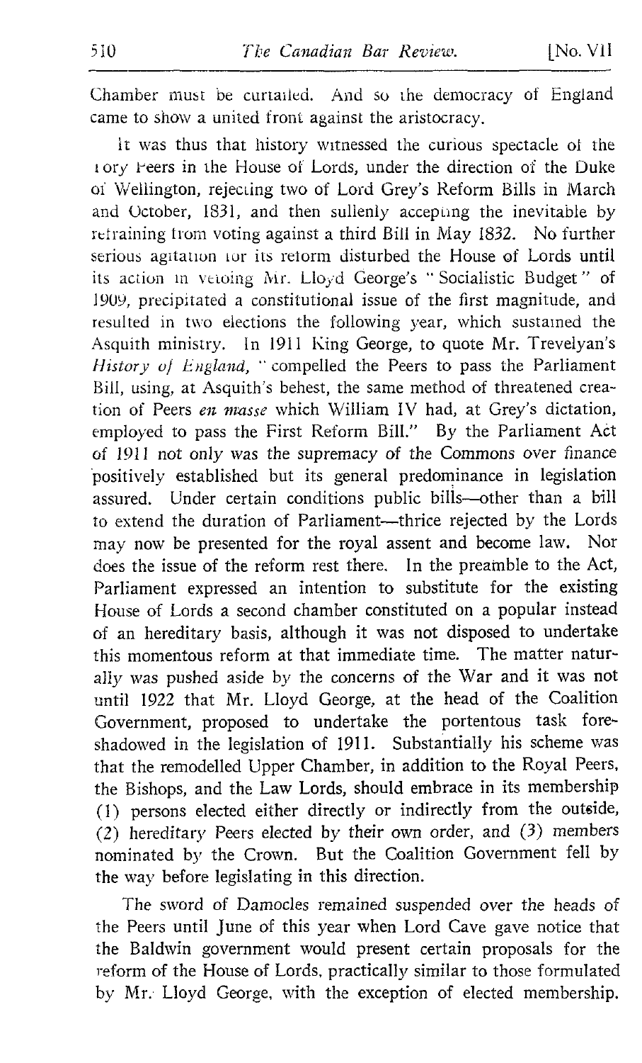Chamber must be curtailed. And so the democracy of England came to show a united front against the aristocracy.

It was thus that history witnessed the curious spectacle of the Tory Peers in the House of Lords, under the direction of the Duke of Wellington, rejecting two of Lord Grey's Reform Bills in March and October, 1831, and then sullenly accepting the inevitable by refraining from voting against a third Bill in May 1832. No further serious agitation for its reform disturbed the House of Lords until its action in vetoing Mr. Lloyd George's "Socialistic Budget" of 1909, precipitated a constitutional issue of the first magnitude, and resulted in two elections the following year, which sustained the Asquith ministry. In 1911 King George, to quote Mr. Trevelyan's *History of England*, "compelled the Peers to pass the Parliament Bill, using, at Asquith's behest, the same method of threatened creation of Peers *en masse* which William IV had, at Grey's dictation, employed to pass the First Reform Bill." By the Parliament Act of 1911 not only was the supremacy of the Commons over finance positively established but its general predominance in legislation assured. Under certain conditions public bills—other than a bill to extend the duration of Parliament—thrice rejected by the Lords may now be presented for the royal assent and become law. Nor does the issue of the reform rest there. In the preamble to the Act, Parliament expressed an intention to substitute for the existing House of Lords a second chamber constituted on a popular instead of an hereditary basis, although it was not disposed to undertake this momentous reform at that immediate time. The matter naturally was pushed aside by the concerns of the War and it was not until 1922 that Mr. Lloyd George, at the head of the Coalition Government, proposed to undertake the portentous task foreshadowed in the legislation of 1911. Substantially his scheme was that the remodelled Upper Chamber, in addition to the Royal Peers, the Bishops, and the Law Lords, should embrace in its membership (1) persons elected either directly or indirectly from the outside, (2) hereditary Peers elected by their own order, and (3) members nominated by the Crown. But the Coalition Government fell by the way before legislating in this direction.

The sword of Damocles remained suspended over the heads of the Peers until June of this year when Lord Cave gave notice that the Baldwin government would present certain proposals for the reform of the House of Lords, practically similar to those formulated by Mr. Lloyd George, with the exception of elected membership.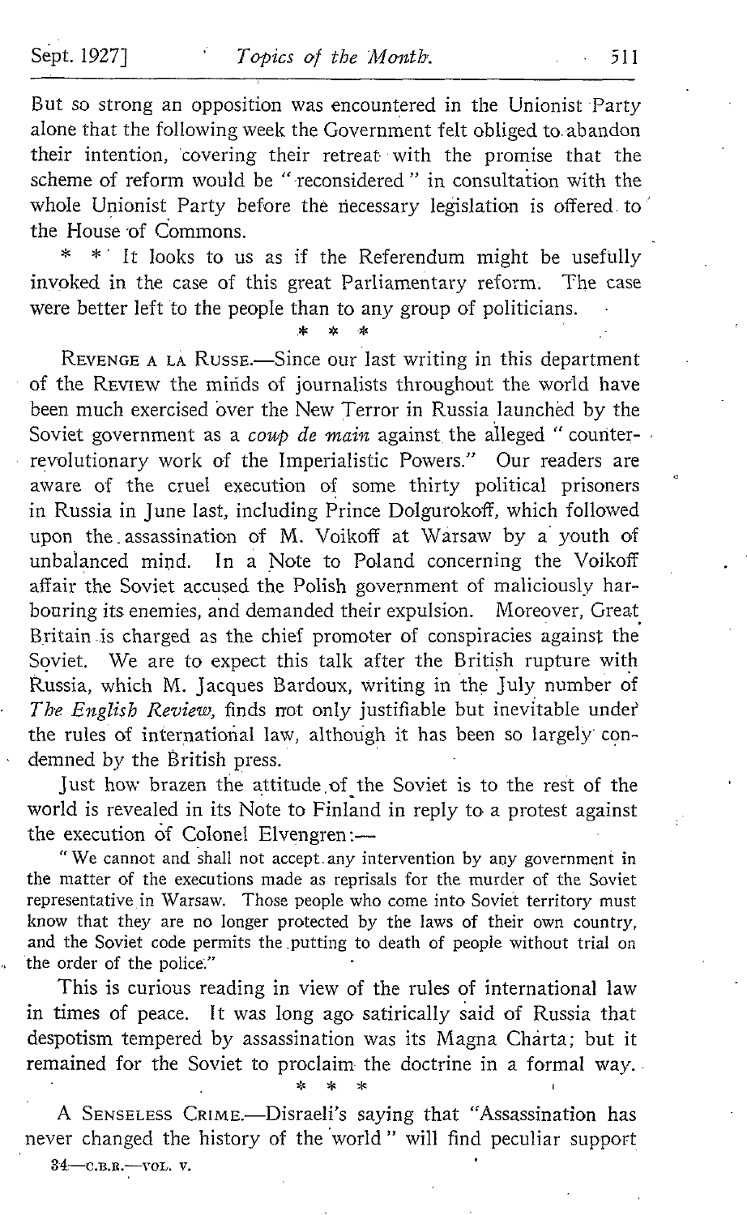But so strong an opposition was encountered in the Unionist Party alone that the following week the Government felt obliged to abandon their intention, covering their retreat with the promise that the scheme of reform would be "reconsidered" in consultation with the whole Unionist Party before the necessary legislation is offered to the House of Commons.

\* \* It looks to us as if the Referendum might be usefully invoked in the case of this great Parliamentary reform. The case were better left to the people than to any group of politicians.

\* \* \*

REVENGE A LA RUSSE.—Since our last writing in this department of the REVIEW the minds of journalists throughout the world have been much exercised over the New Terror in Russia launched by the Soviet government as a *coup de main* against the alleged "counter-revolutionary work of the Imperialistic Powers." Our readers are aware of the cruel execution of some thirty political prisoners in Russia in June last, including Prince Dolgurokoff, which followed upon the assassination of M. Voikoff at Warsaw by a youth of unbalanced mind. In a Note to Poland concerning the Voikoff affair the Soviet accused the Polish government of maliciously harbouring its enemies, and demanded their expulsion. Moreover, Great Britain is charged as the chief promoter of conspiracies against the Soviet. We are to expect this talk after the British rupture with Russia, which M. Jacques Bardoux, writing in the July number of *The English Review*, finds not only justifiable but inevitable under the rules of international law, although it has been so largely condemned by the British press.

Just how brazen the attitude of the Soviet is to the rest of the world is revealed in its Note to Finland in reply to a protest against the execution of Colonel Elvengren:—

> "We cannot and shall not accept any intervention by any government in the matter of the executions made as reprisals for the murder of the Soviet representative in Warsaw. Those people who come into Soviet territory must know that they are no longer protected by the laws of their own country, and the Soviet code permits the putting to death of people without trial on the order of the police."

This is curious reading in view of the rules of international law in times of peace. It was long ago satirically said of Russia that despotism tempered by assassination was its Magna Charta; but it remained for the Soviet to proclaim the doctrine in a formal way.

\* \* \*

A SENSELESS CRIME.—Disraeli's saying that "Assassination has never changed the history of the world" will find peculiar support

34—C.B.R.—VOL. V.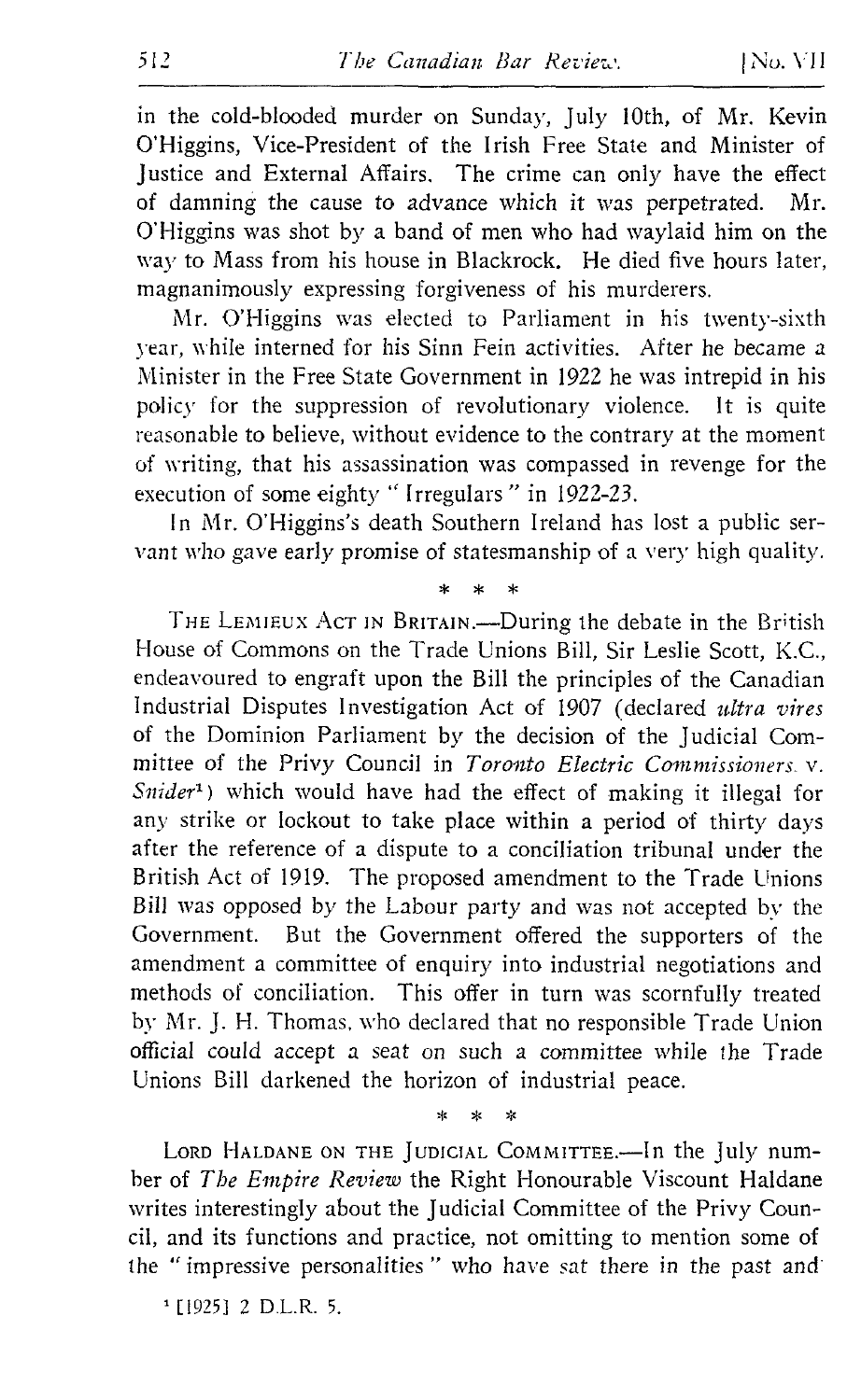in the cold-blooded murder on Sunday, July 10th, of Mr. Kevin O'Higgins, Vice-President of the Irish Free State and Minister of Justice and External Affairs. The crime can only have the effect of damning the cause to advance which it was perpetrated. Mr. O'Higgins was shot by a band of men who had waylaid him on the way to Mass from his house in Blackrock. He died five hours later, magnanimously expressing forgiveness of his murderers.

Mr. O'Higgins was elected to Parliament in his twenty-sixth year, while interned for his Sinn Fein activities. After he became a Minister in the Free State Government in 1922 he was intrepid in his policy for the suppression of revolutionary violence. It is quite reasonable to believe, without evidence to the contrary at the moment of writing, that his assassination was compassed in revenge for the execution of some eighty " Irregulars " in 1922-23.

In Mr. O'Higgins's death Southern Ireland has lost a public servant who gave early promise of statesmanship of a very high quality.

\* \* \*

THE LEMIEUX ACT IN BRITAIN.—During the debate in the British House of Commons on the Trade Unions Bill, Sir Leslie Scott, K.C., endeavoured to engraft upon the Bill the principles of the Canadian Industrial Disputes Investigation Act of 1907 (declared *ultra vires* of the Dominion Parliament by the decision of the Judicial Committee of the Privy Council in *Toronto Electric Commissioners v. Snider*[1]) which would have had the effect of making it illegal for any strike or lockout to take place within a period of thirty days after the reference of a dispute to a conciliation tribunal under the British Act of 1919. The proposed amendment to the Trade Unions Bill was opposed by the Labour party and was not accepted by the Government. But the Government offered the supporters of the amendment a committee of enquiry into industrial negotiations and methods of conciliation. This offer in turn was scornfully treated by Mr. J. H. Thomas, who declared that no responsible Trade Union official could accept a seat on such a committee while the Trade Unions Bill darkened the horizon of industrial peace.

\* \* \*

LORD HALDANE ON THE JUDICIAL COMMITTEE.—In the July number of *The Empire Review* the Right Honourable Viscount Haldane writes interestingly about the Judicial Committee of the Privy Council, and its functions and practice, not omitting to mention some of the " impressive personalities " who have sat there in the past and

[1] [1925] 2 D.L.R. 5.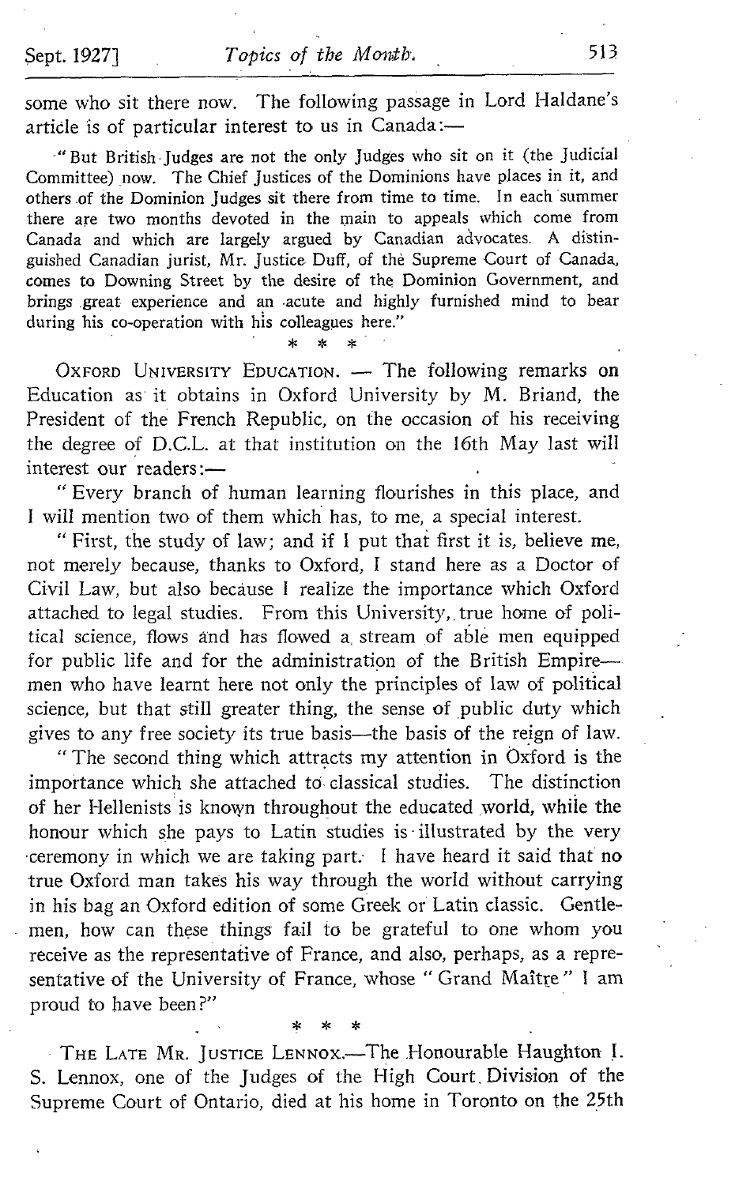some who sit there now. The following passage in Lord Haldane's article is of particular interest to us in Canada:—

> "But British Judges are not the only Judges who sit on it (the Judicial Committee) now. The Chief Justices of the Dominions have places in it, and others of the Dominion Judges sit there from time to time. In each summer there are two months devoted in the main to appeals which come from Canada and which are largely argued by Canadian advocates. A distinguished Canadian jurist, Mr. Justice Duff, of the Supreme Court of Canada, comes to Downing Street by the desire of the Dominion Government, and brings great experience and an acute and highly furnished mind to bear during his co-operation with his colleagues here."

\* \* \*

OXFORD UNIVERSITY EDUCATION. — The following remarks on Education as it obtains in Oxford University by M. Briand, the President of the French Republic, on the occasion of his receiving the degree of D.C.L. at that institution on the 16th May last will interest our readers:—

"Every branch of human learning flourishes in this place, and I will mention two of them which has, to me, a special interest.

"First, the study of law; and if I put that first it is, believe me, not merely because, thanks to Oxford, I stand here as a Doctor of Civil Law, but also because I realize the importance which Oxford attached to legal studies. From this University, true home of political science, flows and has flowed a stream of able men equipped for public life and for the administration of the British Empire—men who have learnt here not only the principles of law of political science, but that still greater thing, the sense of public duty which gives to any free society its true basis—the basis of the reign of law.

"The second thing which attracts my attention in Oxford is the importance which she attached to classical studies. The distinction of her Hellenists is known throughout the educated world, while the honour which she pays to Latin studies is illustrated by the very ceremony in which we are taking part. I have heard it said that no true Oxford man takes his way through the world without carrying in his bag an Oxford edition of some Greek or Latin classic. Gentlemen, how can these things fail to be grateful to one whom you receive as the representative of France, and also, perhaps, as a representative of the University of France, whose "Grand Maître" I am proud to have been?"

\* \* \*

THE LATE MR. JUSTICE LENNOX.—The Honourable Haughton I. S. Lennox, one of the Judges of the High Court Division of the Supreme Court of Ontario, died at his home in Toronto on the 25th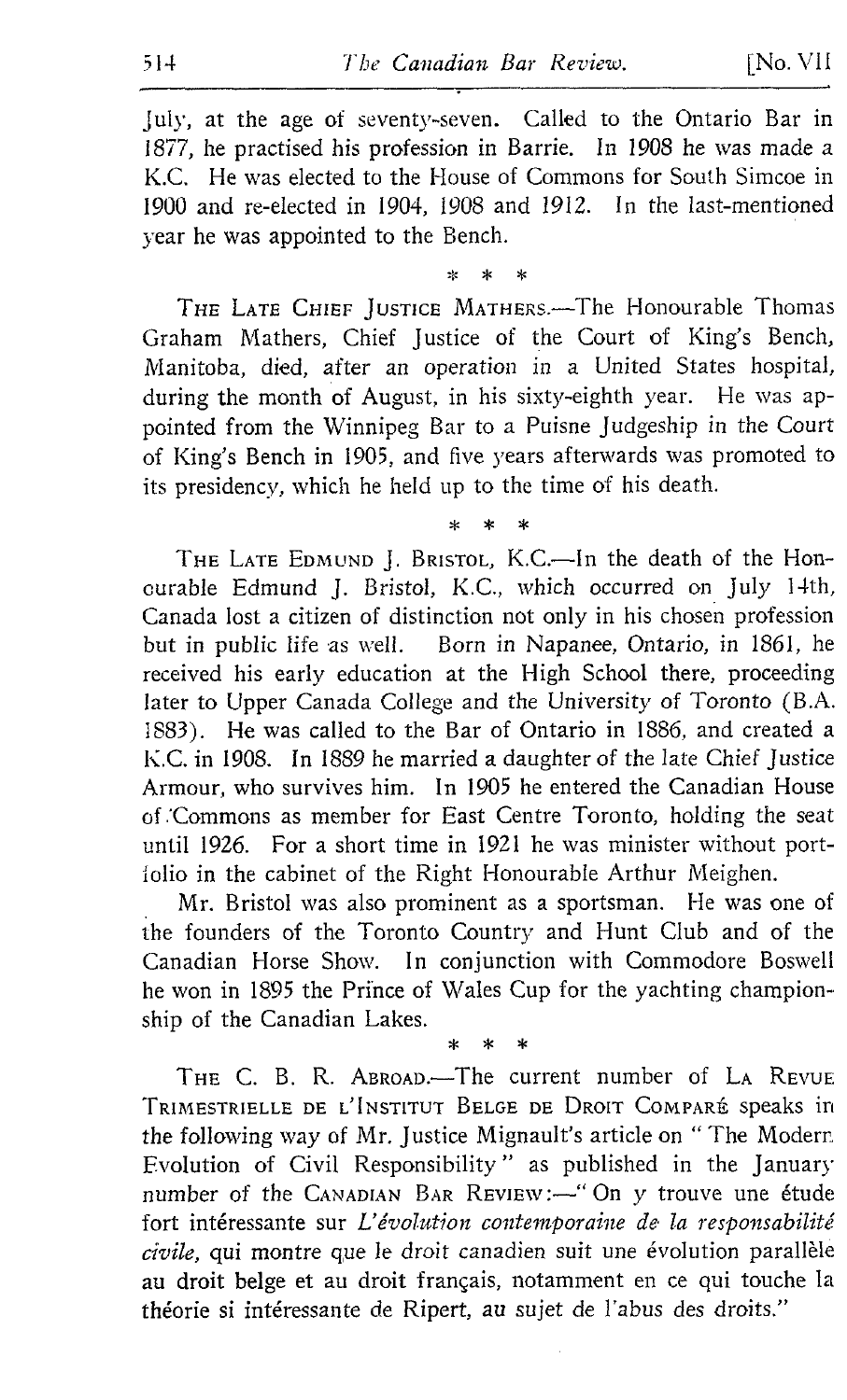July, at the age of seventy-seven. Called to the Ontario Bar in 1877, he practised his profession in Barrie. In 1908 he was made a K.C. He was elected to the House of Commons for South Simcoe in 1900 and re-elected in 1904, 1908 and 1912. In the last-mentioned year he was appointed to the Bench.

\* \* \*

THE LATE CHIEF JUSTICE MATHERS.—The Honourable Thomas Graham Mathers, Chief Justice of the Court of King's Bench, Manitoba, died, after an operation in a United States hospital, during the month of August, in his sixty-eighth year. He was appointed from the Winnipeg Bar to a Puisne Judgeship in the Court of King's Bench in 1905, and five years afterwards was promoted to its presidency, which he held up to the time of his death.

\* \* \*

THE LATE EDMUND J. BRISTOL, K.C.—In the death of the Honourable Edmund J. Bristol, K.C., which occurred on July 14th, Canada lost a citizen of distinction not only in his chosen profession but in public life as well. Born in Napanee, Ontario, in 1861, he received his early education at the High School there, proceeding later to Upper Canada College and the University of Toronto (B.A. 1883). He was called to the Bar of Ontario in 1886, and created a K.C. in 1908. In 1889 he married a daughter of the late Chief Justice Armour, who survives him. In 1905 he entered the Canadian House of Commons as member for East Centre Toronto, holding the seat until 1926. For a short time in 1921 he was minister without portfolio in the cabinet of the Right Honourable Arthur Meighen.

Mr. Bristol was also prominent as a sportsman. He was one of the founders of the Toronto Country and Hunt Club and of the Canadian Horse Show. In conjunction with Commodore Boswell he won in 1895 the Prince of Wales Cup for the yachting championship of the Canadian Lakes.

\* \* \*

THE C. B. R. ABROAD.—The current number of LA REVUE TRIMESTRIELLE DE L'INSTITUT BELGE DE DROIT COMPARÉ speaks in the following way of Mr. Justice Mignault's article on "The Modern Evolution of Civil Responsibility" as published in the January number of the CANADIAN BAR REVIEW:—"On y trouve une étude fort intéressante sur *L'évolution contemporaine de la responsabilité civile*, qui montre que le droit canadien suit une évolution parallèle au droit belge et au droit français, notamment en ce qui touche la théorie si intéressante de Ripert, au sujet de l'abus des droits."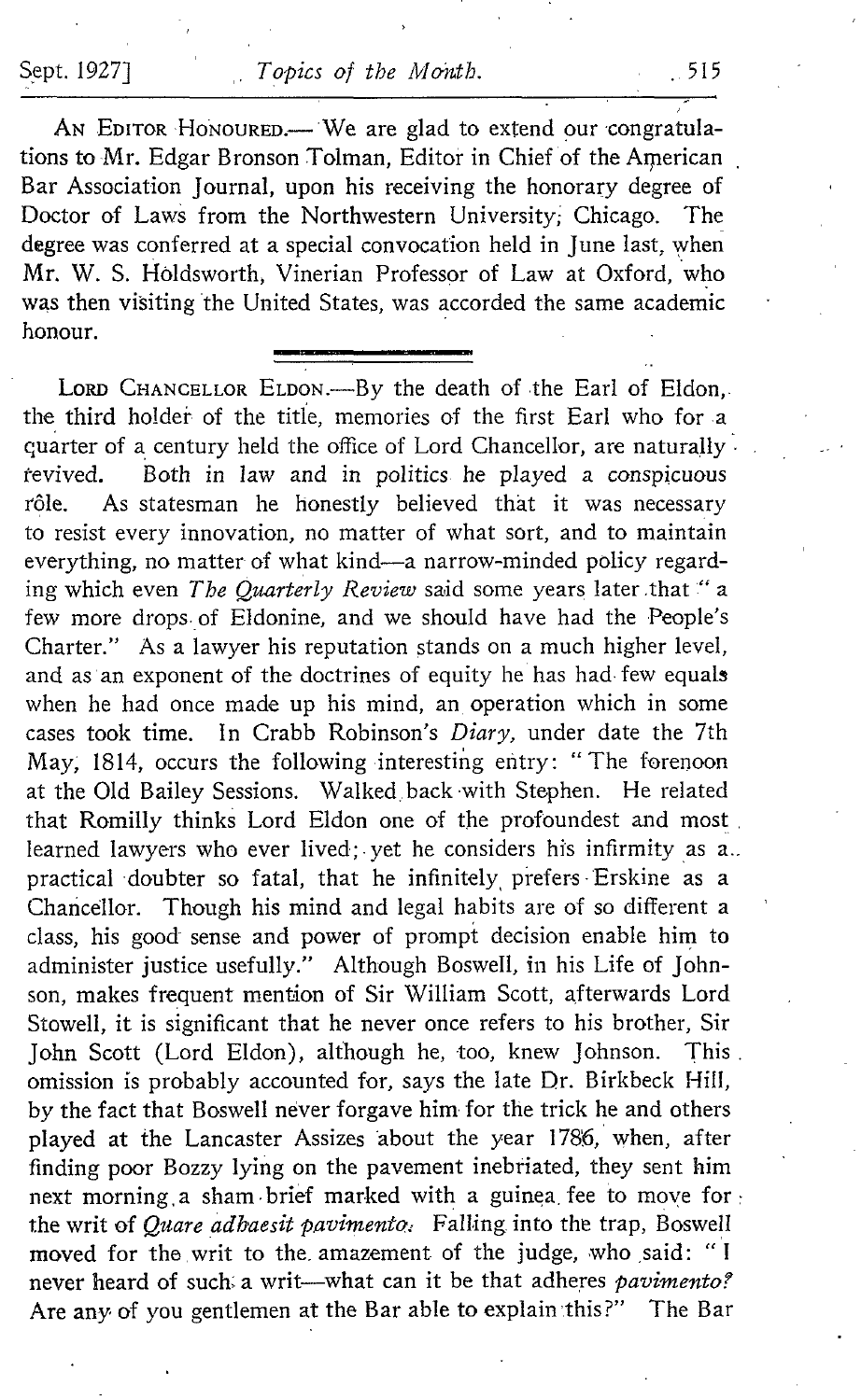**An Editor Honoured.**—We are glad to extend our congratulations to Mr. Edgar Bronson Tolman, Editor in Chief of the American Bar Association Journal, upon his receiving the honorary degree of Doctor of Laws from the Northwestern University, Chicago. The degree was conferred at a special convocation held in June last, when Mr. W. S. Holdsworth, Vinerian Professor of Law at Oxford, who was then visiting the United States, was accorded the same academic honour.

---

**Lord Chancellor Eldon.**—By the death of the Earl of Eldon, the third holder of the title, memories of the first Earl who for a quarter of a century held the office of Lord Chancellor, are naturally revived. Both in law and in politics he played a conspicuous rôle. As statesman he honestly believed that it was necessary to resist every innovation, no matter of what sort, and to maintain everything, no matter of what kind—a narrow-minded policy regarding which even *The Quarterly Review* said some years later that "a few more drops of Eldonine, and we should have had the People's Charter." As a lawyer his reputation stands on a much higher level, and as an exponent of the doctrines of equity he has had few equals when he had once made up his mind, an operation which in some cases took time. In Crabb Robinson's *Diary*, under date the 7th May, 1814, occurs the following interesting entry: "The forenoon at the Old Bailey Sessions. Walked back with Stephen. He related that Romilly thinks Lord Eldon one of the profoundest and most learned lawyers who ever lived; yet he considers his infirmity as a practical doubter so fatal, that he infinitely prefers Erskine as a Chancellor. Though his mind and legal habits are of so different a class, his good sense and power of prompt decision enable him to administer justice usefully." Although Boswell, in his Life of Johnson, makes frequent mention of Sir William Scott, afterwards Lord Stowell, it is significant that he never once refers to his brother, Sir John Scott (Lord Eldon), although he, too, knew Johnson. This omission is probably accounted for, says the late Dr. Birkbeck Hill, by the fact that Boswell never forgave him for the trick he and others played at the Lancaster Assizes about the year 1786, when, after finding poor Bozzy lying on the pavement inebriated, they sent him next morning a sham brief marked with a guinea fee to move for the writ of *Quare adhaesit pavimento*. Falling into the trap, Boswell moved for the writ to the amazement of the judge, who said: "I never heard of such a writ—what can it be that adheres *pavimento?* Are any of you gentlemen at the Bar able to explain this?" The Bar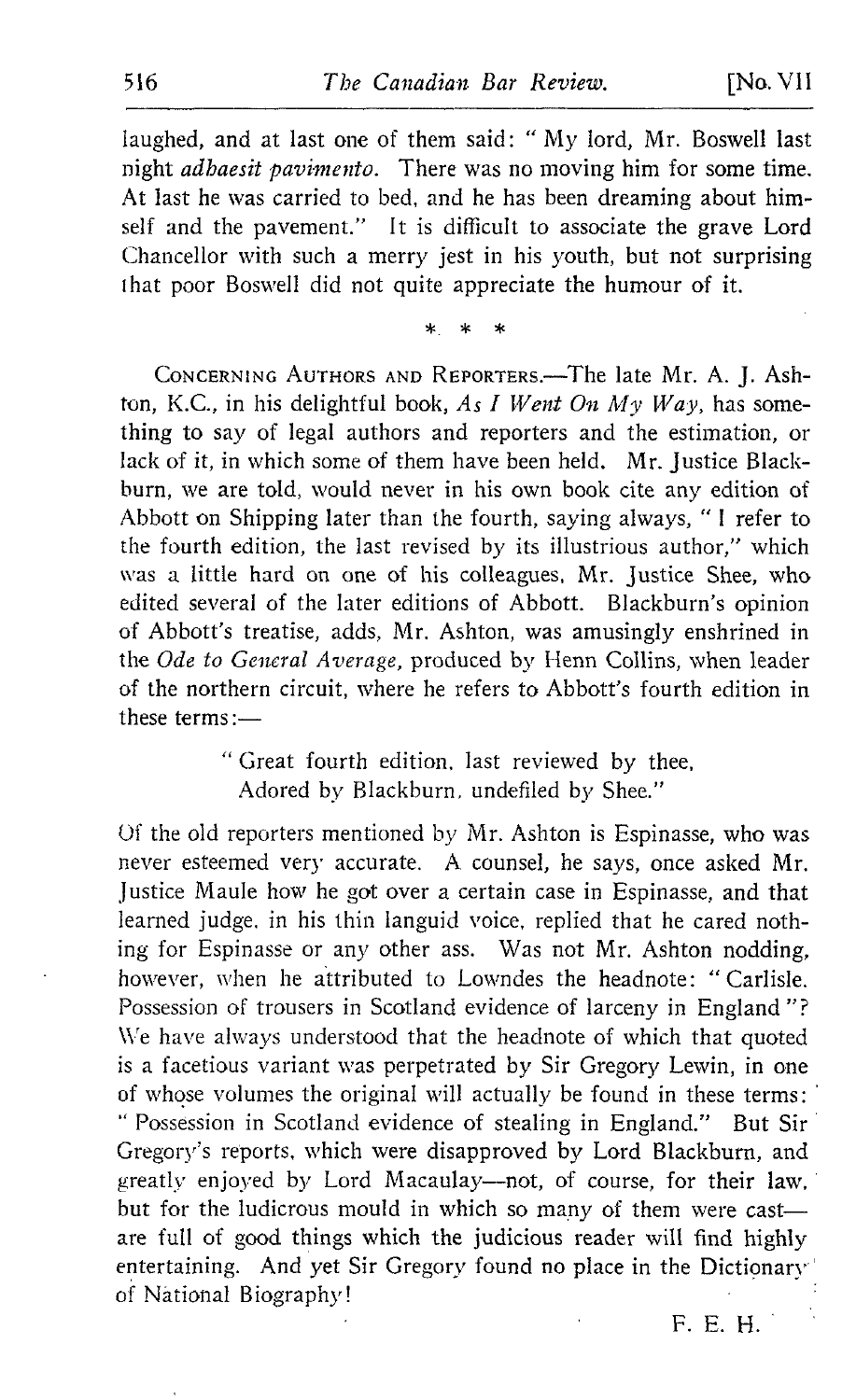laughed, and at last one of them said: "My lord, Mr. Boswell last night *adhaesit pavimento*. There was no moving him for some time. At last he was carried to bed, and he has been dreaming about himself and the pavement." It is difficult to associate the grave Lord Chancellor with such a merry jest in his youth, but not surprising that poor Boswell did not quite appreciate the humour of it.

\* \* \*

CONCERNING AUTHORS AND REPORTERS.—The late Mr. A. J. Ashton, K.C., in his delightful book, *As I Went On My Way*, has something to say of legal authors and reporters and the estimation, or lack of it, in which some of them have been held. Mr. Justice Blackburn, we are told, would never in his own book cite any edition of Abbott on Shipping later than the fourth, saying always, "I refer to the fourth edition, the last revised by its illustrious author," which was a little hard on one of his colleagues, Mr. Justice Shee, who edited several of the later editions of Abbott. Blackburn's opinion of Abbott's treatise, adds, Mr. Ashton, was amusingly enshrined in the *Ode to General Average*, produced by Henn Collins, when leader of the northern circuit, where he refers to Abbott's fourth edition in these terms:—

> "Great fourth edition, last reviewed by thee,
> Adored by Blackburn, undefiled by Shee."

Of the old reporters mentioned by Mr. Ashton is Espinasse, who was never esteemed very accurate. A counsel, he says, once asked Mr. Justice Maule how he got over a certain case in Espinasse, and that learned judge, in his thin languid voice, replied that he cared nothing for Espinasse or any other ass. Was not Mr. Ashton nodding, however, when he attributed to Lowndes the headnote: "Carlisle. Possession of trousers in Scotland evidence of larceny in England"? We have always understood that the headnote of which that quoted is a facetious variant was perpetrated by Sir Gregory Lewin, in one of whose volumes the original will actually be found in these terms: "Possession in Scotland evidence of stealing in England." But Sir Gregory's reports, which were disapproved by Lord Blackburn, and greatly enjoyed by Lord Macaulay—not, of course, for their law, but for the ludicrous mould in which so many of them were cast—are full of good things which the judicious reader will find highly entertaining. And yet Sir Gregory found no place in the Dictionary of National Biography!

F. E. H.